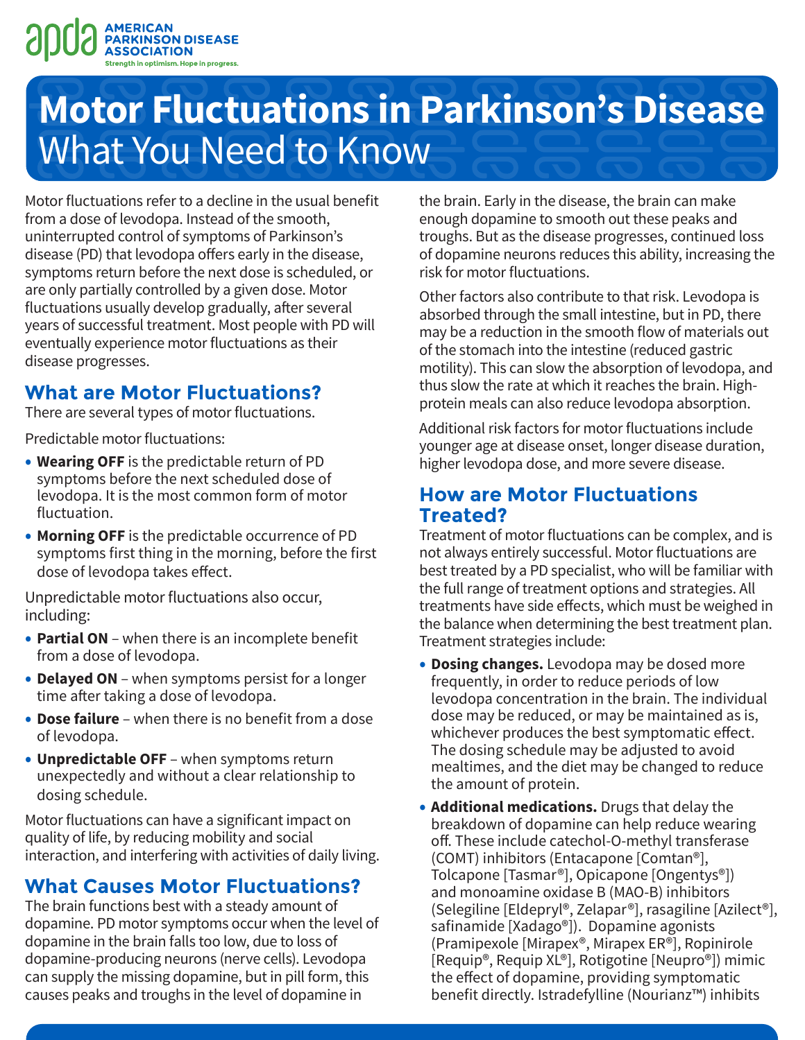# Motor Fluctuations in Parkinson's Disease

## What You Need to Know

Motor fluctuations refer to a decline in the usual benefit from a dose of levodopa. Instead of the smooth, uninterrupted control of symptoms of Parkinson's disease (PD) that levodopa offers early in the disease, symptoms return before the next dose is scheduled, or are only partially controlled by a given dose. Motor fluctuations usually develop gradually, after several years of successful treatment. Most people with PD will eventually experience motor fluctuations as their disease progresses.

## What are Motor Fluctuations?

There are several types of motor fluctuations.

Predictable motor fluctuations:

- **Wearing OFF** is the predictable return of PD symptoms before the next scheduled dose of levodopa. It is the most common form of motor fluctuation.
- **Morning OFF** is the predictable occurrence of PD symptoms first thing in the morning, before the first dose of levodopa takes effect.

Unpredictable motor fluctuations also occur, including:

- **Partial ON** – when there is an incomplete benefit from a dose of levodopa.
- **Delayed ON** – when symptoms persist for a longer time after taking a dose of levodopa.
- **Dose failure** – when there is no benefit from a dose of levodopa.
- **Unpredictable OFF** – when symptoms return unexpectedly and without a clear relationship to dosing schedule.

Motor fluctuations can have a significant impact on quality of life, by reducing mobility and social interaction, and interfering with activities of daily living.

## What Causes Motor Fluctuations?

The brain functions best with a steady amount of dopamine. PD motor symptoms occur when the level of dopamine in the brain falls too low, due to loss of dopamine-producing neurons (nerve cells). Levodopa can supply the missing dopamine, but in pill form, this causes peaks and troughs in the level of dopamine in the brain. Early in the disease, the brain can make enough dopamine to smooth out these peaks and troughs. But as the disease progresses, continued loss of dopamine neurons reduces this ability, increasing the risk for motor fluctuations.

Other factors also contribute to that risk. Levodopa is absorbed through the small intestine, but in PD, there may be a reduction in the smooth flow of materials out of the stomach into the intestine (reduced gastric motility). This can slow the absorption of levodopa, and thus slow the rate at which it reaches the brain. High-protein meals can also reduce levodopa absorption.

Additional risk factors for motor fluctuations include younger age at disease onset, longer disease duration, higher levodopa dose, and more severe disease.

## How are Motor Fluctuations Treated?

Treatment of motor fluctuations can be complex, and is not always entirely successful. Motor fluctuations are best treated by a PD specialist, who will be familiar with the full range of treatment options and strategies. All treatments have side effects, which must be weighed in the balance when determining the best treatment plan. Treatment strategies include:

- **Dosing changes.** Levodopa may be dosed more frequently, in order to reduce periods of low levodopa concentration in the brain. The individual dose may be reduced, or may be maintained as is, whichever produces the best symptomatic effect. The dosing schedule may be adjusted to avoid mealtimes, and the diet may be changed to reduce the amount of protein.
- **Additional medications.** Drugs that delay the breakdown of dopamine can help reduce wearing off. These include catechol-O-methyl transferase (COMT) inhibitors (Entacapone [Comtan®], Tolcapone [Tasmar®], Opicapone [Ongentys®]) and monoamine oxidase B (MAO-B) inhibitors (Selegiline [Eldepryl®, Zelapar®], rasagiline [Azilect®], safinamide [Xadago®]). Dopamine agonists (Pramipexole [Mirapex®, Mirapex ER®], Ropinirole [Requip®, Requip XL®], Rotigotine [Neupro®]) mimic the effect of dopamine, providing symptomatic benefit directly. Istradefylline (Nourianz™) inhibits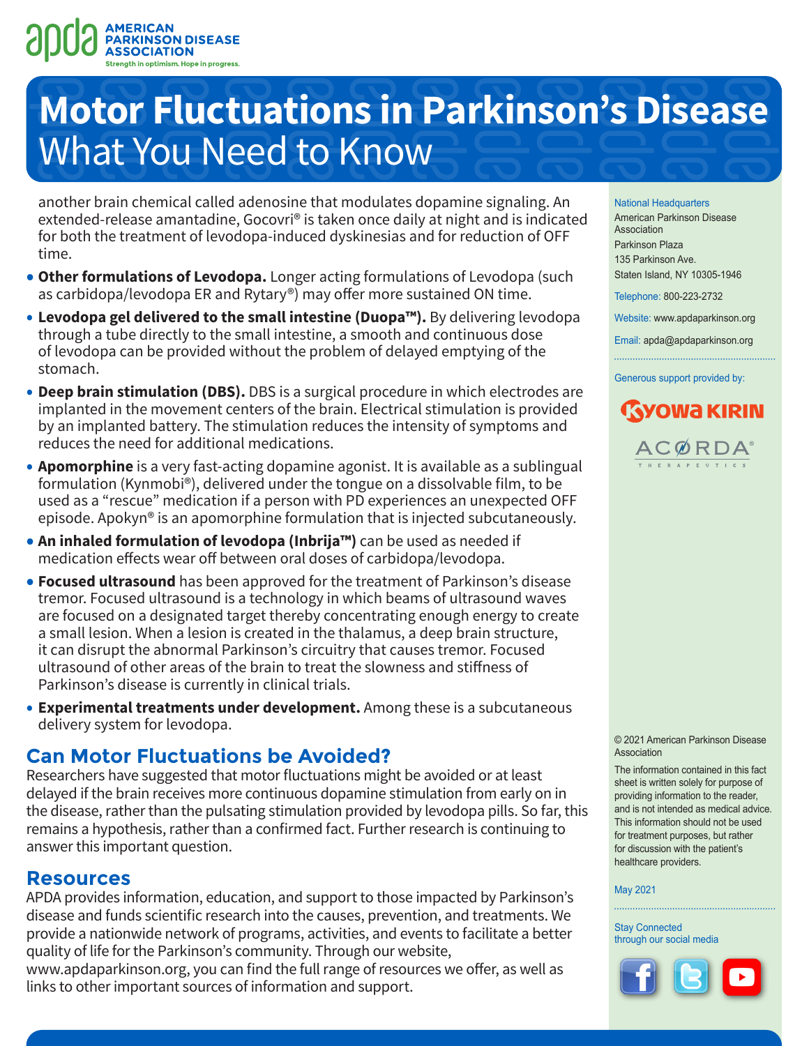# Motor Fluctuations in Parkinson's Disease What You Need to Know

another brain chemical called adenosine that modulates dopamine signaling. An extended-release amantadine, Gocovri® is taken once daily at night and is indicated for both the treatment of levodopa-induced dyskinesias and for reduction of OFF time.

- **Other formulations of Levodopa.** Longer acting formulations of Levodopa (such as carbidopa/levodopa ER and Rytary®) may offer more sustained ON time.
- **Levodopa gel delivered to the small intestine (Duopa™).** By delivering levodopa through a tube directly to the small intestine, a smooth and continuous dose of levodopa can be provided without the problem of delayed emptying of the stomach.
- **Deep brain stimulation (DBS).** DBS is a surgical procedure in which electrodes are implanted in the movement centers of the brain. Electrical stimulation is provided by an implanted battery. The stimulation reduces the intensity of symptoms and reduces the need for additional medications.
- **Apomorphine** is a very fast-acting dopamine agonist. It is available as a sublingual formulation (Kynmobi®), delivered under the tongue on a dissolvable film, to be used as a "rescue" medication if a person with PD experiences an unexpected OFF episode. Apokyn® is an apomorphine formulation that is injected subcutaneously.
- **An inhaled formulation of levodopa (Inbrija™)** can be used as needed if medication effects wear off between oral doses of carbidopa/levodopa.
- **Focused ultrasound** has been approved for the treatment of Parkinson's disease tremor. Focused ultrasound is a technology in which beams of ultrasound waves are focused on a designated target thereby concentrating enough energy to create a small lesion. When a lesion is created in the thalamus, a deep brain structure, it can disrupt the abnormal Parkinson's circuitry that causes tremor. Focused ultrasound of other areas of the brain to treat the slowness and stiffness of Parkinson's disease is currently in clinical trials.
- **Experimental treatments under development.** Among these is a subcutaneous delivery system for levodopa.

## Can Motor Fluctuations be Avoided?

Researchers have suggested that motor fluctuations might be avoided or at least delayed if the brain receives more continuous dopamine stimulation from early on in the disease, rather than the pulsating stimulation provided by levodopa pills. So far, this remains a hypothesis, rather than a confirmed fact. Further research is continuing to answer this important question.

## Resources

APDA provides information, education, and support to those impacted by Parkinson's disease and funds scientific research into the causes, prevention, and treatments. We provide a nationwide network of programs, activities, and events to facilitate a better quality of life for the Parkinson's community. Through our website, www.apdaparkinson.org, you can find the full range of resources we offer, as well as links to other important sources of information and support.

National Headquarters
American Parkinson Disease Association
Parkinson Plaza
135 Parkinson Ave.
Staten Island, NY 10305-1946

Telephone: 800-223-2732

Website: www.apdaparkinson.org

Email: apda@apdaparkinson.org

Generous support provided by:

Kyowa Kirin

Acorda Therapeutics

© 2021 American Parkinson Disease Association

The information contained in this fact sheet is written solely for purpose of providing information to the reader, and is not intended as medical advice. This information should not be used for treatment purposes, but rather for discussion with the patient's healthcare providers.

May 2021

Stay Connected through our social media